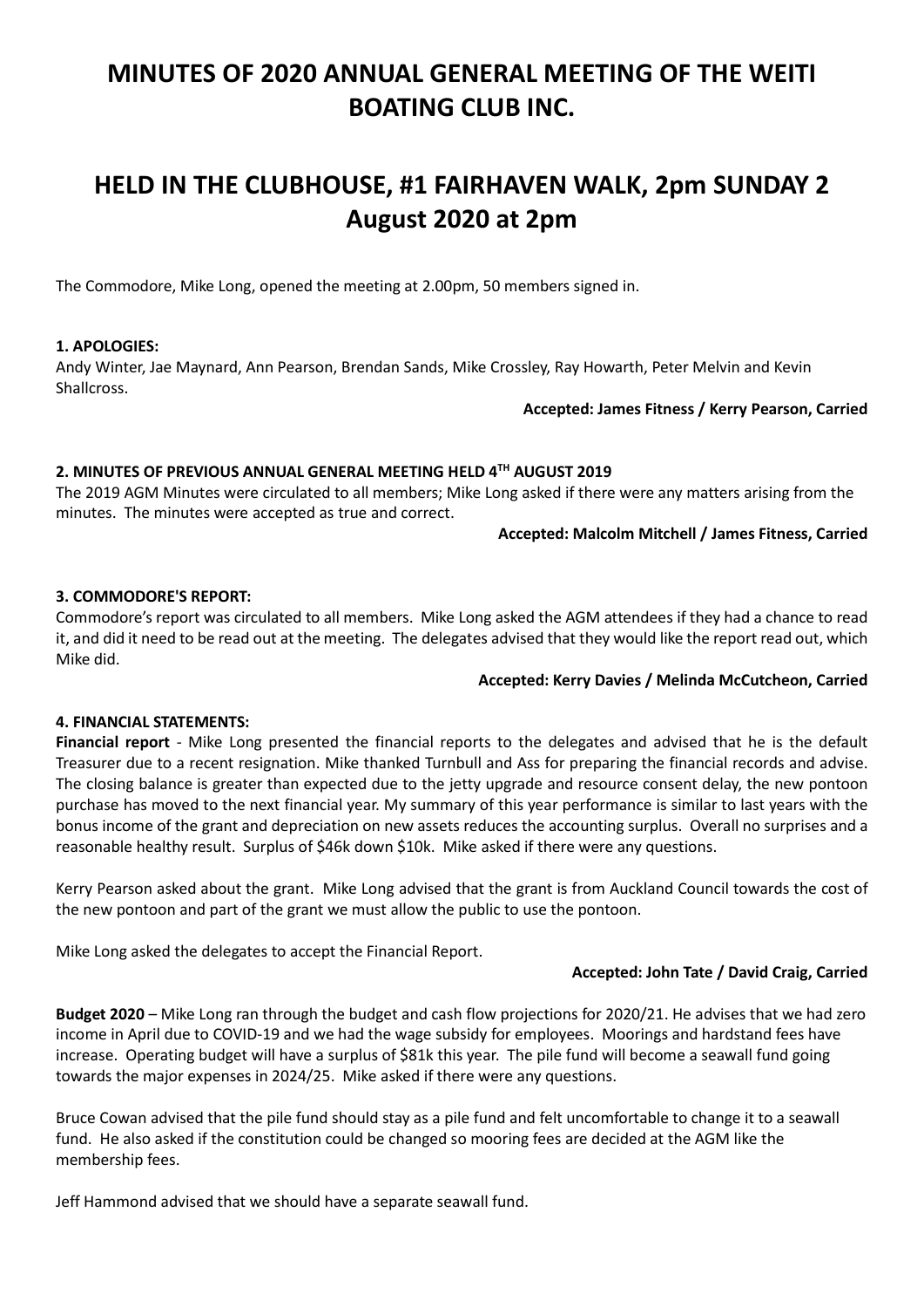# MINUTES OF 2020 ANNUAL GENERAL MEETING OF THE WEITI BOATING CLUB INC.

# HELD IN THE CLUBHOUSE, #1 FAIRHAVEN WALK, 2pm SUNDAY 2 August 2020 at 2pm

The Commodore, Mike Long, opened the meeting at 2.00pm, 50 members signed in.

**1. APOLOGIES:**

Andy Winter, Jae Maynard, Ann Pearson, Brendan Sands, Mike Crossley, Ray Howarth, Peter Melvin and Kevin Shallcross.

**Accepted: James Fitness / Kerry Pearson, Carried**

**2. MINUTES OF PREVIOUS ANNUAL GENERAL MEETING HELD 4TH AUGUST 2019**

The 2019 AGM Minutes were circulated to all members; Mike Long asked if there were any matters arising from the minutes. The minutes were accepted as true and correct.

**Accepted: Malcolm Mitchell / James Fitness, Carried**

**3. COMMODORE'S REPORT:**

Commodore's report was circulated to all members. Mike Long asked the AGM attendees if they had a chance to read it, and did it need to be read out at the meeting. The delegates advised that they would like the report read out, which Mike did.

**Accepted: Kerry Davies / Melinda McCutcheon, Carried**

**4. FINANCIAL STATEMENTS:**

**Financial report** - Mike Long presented the financial reports to the delegates and advised that he is the default Treasurer due to a recent resignation. Mike thanked Turnbull and Ass for preparing the financial records and advise. The closing balance is greater than expected due to the jetty upgrade and resource consent delay, the new pontoon purchase has moved to the next financial year. My summary of this year performance is similar to last years with the bonus income of the grant and depreciation on new assets reduces the accounting surplus. Overall no surprises and a reasonable healthy result. Surplus of $46k down $10k. Mike asked if there were any questions.

Kerry Pearson asked about the grant. Mike Long advised that the grant is from Auckland Council towards the cost of the new pontoon and part of the grant we must allow the public to use the pontoon.

Mike Long asked the delegates to accept the Financial Report.

**Accepted: John Tate / David Craig, Carried**

**Budget 2020** – Mike Long ran through the budget and cash flow projections for 2020/21. He advises that we had zero income in April due to COVID-19 and we had the wage subsidy for employees. Moorings and hardstand fees have increase. Operating budget will have a surplus of $81k this year. The pile fund will become a seawall fund going towards the major expenses in 2024/25. Mike asked if there were any questions.

Bruce Cowan advised that the pile fund should stay as a pile fund and felt uncomfortable to change it to a seawall fund. He also asked if the constitution could be changed so mooring fees are decided at the AGM like the membership fees.

Jeff Hammond advised that we should have a separate seawall fund.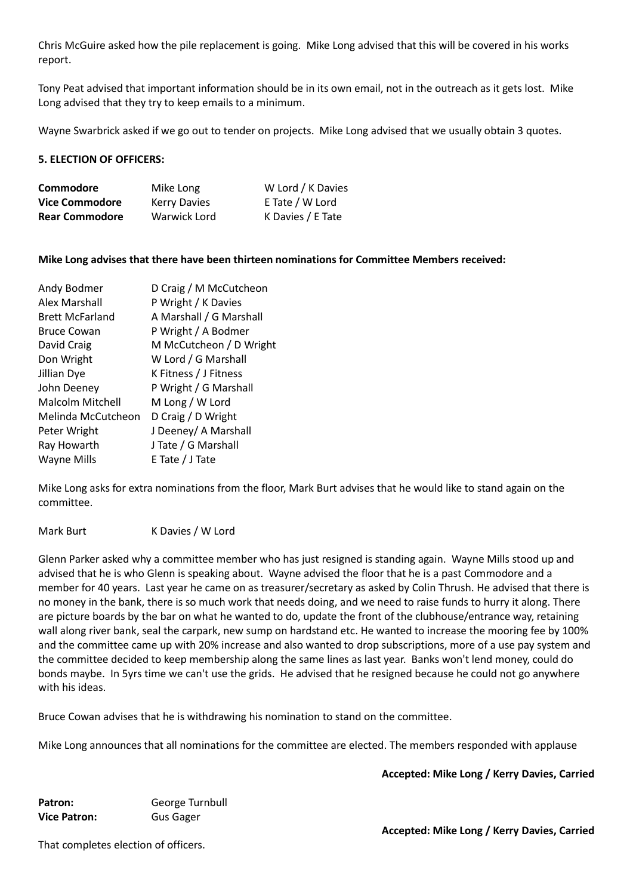Chris McGuire asked how the pile replacement is going. Mike Long advised that this will be covered in his works report.

Tony Peat advised that important information should be in its own email, not in the outreach as it gets lost. Mike Long advised that they try to keep emails to a minimum.

Wayne Swarbrick asked if we go out to tender on projects. Mike Long advised that we usually obtain 3 quotes.

**5. ELECTION OF OFFICERS:**

| | | |
|---|---|---|
| **Commodore** | Mike Long | W Lord / K Davies |
| **Vice Commodore** | Kerry Davies | E Tate / W Lord |
| **Rear Commodore** | Warwick Lord | K Davies / E Tate |

**Mike Long advises that there have been thirteen nominations for Committee Members received:**

| | |
|---|---|
| Andy Bodmer | D Craig / M McCutcheon |
| Alex Marshall | P Wright / K Davies |
| Brett McFarland | A Marshall / G Marshall |
| Bruce Cowan | P Wright / A Bodmer |
| David Craig | M McCutcheon / D Wright |
| Don Wright | W Lord / G Marshall |
| Jillian Dye | K Fitness / J Fitness |
| John Deeney | P Wright / G Marshall |
| Malcolm Mitchell | M Long / W Lord |
| Melinda McCutcheon | D Craig / D Wright |
| Peter Wright | J Deeney/ A Marshall |
| Ray Howarth | J Tate / G Marshall |
| Wayne Mills | E Tate / J Tate |

Mike Long asks for extra nominations from the floor, Mark Burt advises that he would like to stand again on the committee.

Mark Burt K Davies / W Lord

Glenn Parker asked why a committee member who has just resigned is standing again. Wayne Mills stood up and advised that he is who Glenn is speaking about. Wayne advised the floor that he is a past Commodore and a member for 40 years. Last year he came on as treasurer/secretary as asked by Colin Thrush. He advised that there is no money in the bank, there is so much work that needs doing, and we need to raise funds to hurry it along. There are picture boards by the bar on what he wanted to do, update the front of the clubhouse/entrance way, retaining wall along river bank, seal the carpark, new sump on hardstand etc. He wanted to increase the mooring fee by 100% and the committee came up with 20% increase and also wanted to drop subscriptions, more of a use pay system and the committee decided to keep membership along the same lines as last year. Banks won't lend money, could do bonds maybe. In 5yrs time we can't use the grids. He advised that he resigned because he could not go anywhere with his ideas.

Bruce Cowan advises that he is withdrawing his nomination to stand on the committee.

Mike Long announces that all nominations for the committee are elected. The members responded with applause

**Accepted: Mike Long / Kerry Davies, Carried**

**Patron:** George Turnbull
**Vice Patron:** Gus Gager

**Accepted: Mike Long / Kerry Davies, Carried**

That completes election of officers.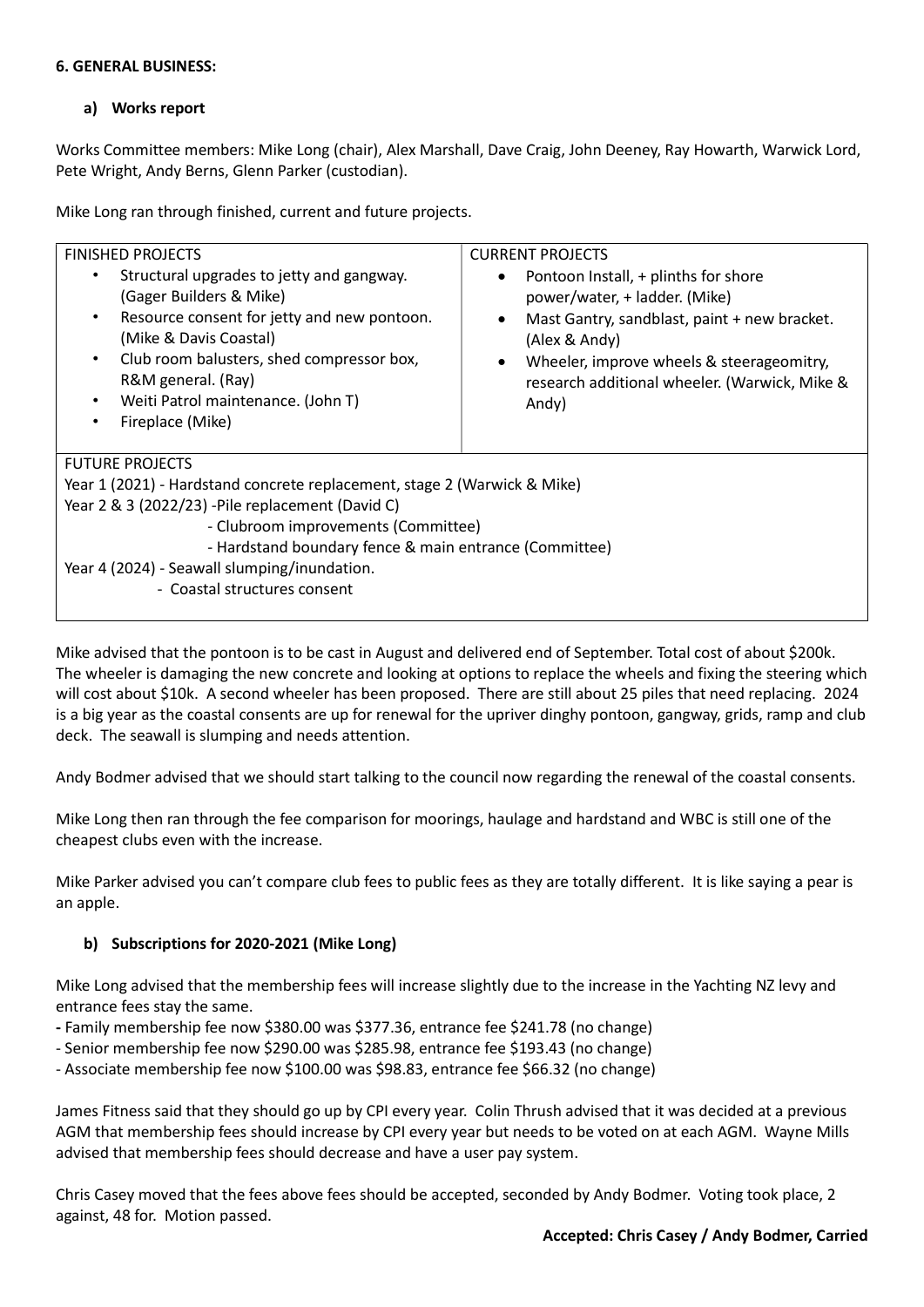**6. GENERAL BUSINESS:**

**a) Works report**

Works Committee members: Mike Long (chair), Alex Marshall, Dave Craig, John Deeney, Ray Howarth, Warwick Lord, Pete Wright, Andy Berns, Glenn Parker (custodian).

Mike Long ran through finished, current and future projects.

| FINISHED PROJECTS | CURRENT PROJECTS |
|---|---|
| • Structural upgrades to jetty and gangway. (Gager Builders & Mike)<br>• Resource consent for jetty and new pontoon. (Mike & Davis Coastal)<br>• Club room balusters, shed compressor box, R&M general. (Ray)<br>• Weiti Patrol maintenance. (John T)<br>• Fireplace (Mike) | • Pontoon Install, + plinths for shore power/water, + ladder. (Mike)<br>• Mast Gantry, sandblast, paint + new bracket. (Alex & Andy)<br>• Wheeler, improve wheels & steerageomitry, research additional wheeler. (Warwick, Mike & Andy) |
| FUTURE PROJECTS<br>Year 1 (2021) - Hardstand concrete replacement, stage 2 (Warwick & Mike)<br>Year 2 & 3 (2022/23) -Pile replacement (David C)<br>- Clubroom improvements (Committee)<br>- Hardstand boundary fence & main entrance (Committee)<br>Year 4 (2024) - Seawall slumping/inundation.<br>- Coastal structures consent | |

Mike advised that the pontoon is to be cast in August and delivered end of September. Total cost of about $200k. The wheeler is damaging the new concrete and looking at options to replace the wheels and fixing the steering which will cost about $10k. A second wheeler has been proposed. There are still about 25 piles that need replacing. 2024 is a big year as the coastal consents are up for renewal for the upriver dinghy pontoon, gangway, grids, ramp and club deck. The seawall is slumping and needs attention.

Andy Bodmer advised that we should start talking to the council now regarding the renewal of the coastal consents.

Mike Long then ran through the fee comparison for moorings, haulage and hardstand and WBC is still one of the cheapest clubs even with the increase.

Mike Parker advised you can't compare club fees to public fees as they are totally different. It is like saying a pear is an apple.

**b) Subscriptions for 2020-2021 (Mike Long)**

Mike Long advised that the membership fees will increase slightly due to the increase in the Yachting NZ levy and entrance fees stay the same.

- Family membership fee now $380.00 was $377.36, entrance fee $241.78 (no change)
- Senior membership fee now $290.00 was $285.98, entrance fee $193.43 (no change)
- Associate membership fee now $100.00 was $98.83, entrance fee $66.32 (no change)

James Fitness said that they should go up by CPI every year. Colin Thrush advised that it was decided at a previous AGM that membership fees should increase by CPI every year but needs to be voted on at each AGM. Wayne Mills advised that membership fees should decrease and have a user pay system.

Chris Casey moved that the fees above fees should be accepted, seconded by Andy Bodmer. Voting took place, 2 against, 48 for. Motion passed.

**Accepted: Chris Casey / Andy Bodmer, Carried**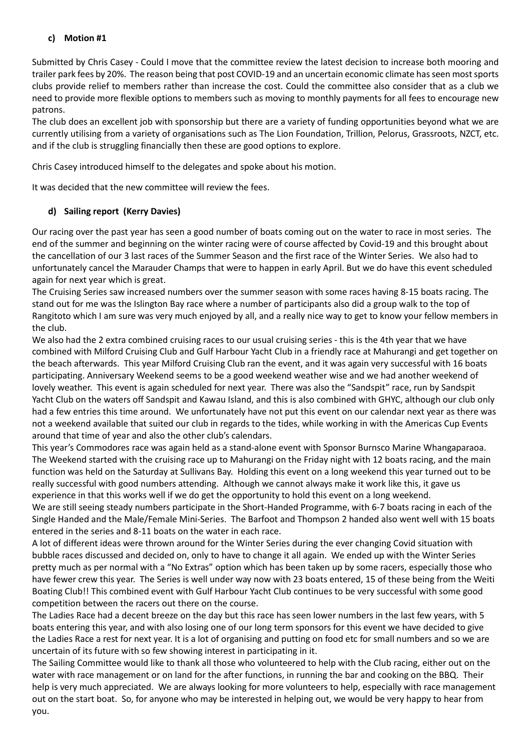### c) Motion #1

Submitted by Chris Casey - Could I move that the committee review the latest decision to increase both mooring and trailer park fees by 20%. The reason being that post COVID-19 and an uncertain economic climate has seen most sports clubs provide relief to members rather than increase the cost. Could the committee also consider that as a club we need to provide more flexible options to members such as moving to monthly payments for all fees to encourage new patrons.
The club does an excellent job with sponsorship but there are a variety of funding opportunities beyond what we are currently utilising from a variety of organisations such as The Lion Foundation, Trillion, Pelorus, Grassroots, NZCT, etc. and if the club is struggling financially then these are good options to explore.

Chris Casey introduced himself to the delegates and spoke about his motion.

It was decided that the new committee will review the fees.

### d) Sailing report (Kerry Davies)

Our racing over the past year has seen a good number of boats coming out on the water to race in most series. The end of the summer and beginning on the winter racing were of course affected by Covid-19 and this brought about the cancellation of our 3 last races of the Summer Season and the first race of the Winter Series. We also had to unfortunately cancel the Marauder Champs that were to happen in early April. But we do have this event scheduled again for next year which is great.
The Cruising Series saw increased numbers over the summer season with some races having 8-15 boats racing. The stand out for me was the Islington Bay race where a number of participants also did a group walk to the top of Rangitoto which I am sure was very much enjoyed by all, and a really nice way to get to know your fellow members in the club.
We also had the 2 extra combined cruising races to our usual cruising series - this is the 4th year that we have combined with Milford Cruising Club and Gulf Harbour Yacht Club in a friendly race at Mahurangi and get together on the beach afterwards. This year Milford Cruising Club ran the event, and it was again very successful with 16 boats participating. Anniversary Weekend seems to be a good weekend weather wise and we had another weekend of lovely weather. This event is again scheduled for next year. There was also the "Sandspit" race, run by Sandspit Yacht Club on the waters off Sandspit and Kawau Island, and this is also combined with GHYC, although our club only had a few entries this time around. We unfortunately have not put this event on our calendar next year as there was not a weekend available that suited our club in regards to the tides, while working in with the Americas Cup Events around that time of year and also the other club's calendars.
This year's Commodores race was again held as a stand-alone event with Sponsor Burnsco Marine Whangaparaoa. The Weekend started with the cruising race up to Mahurangi on the Friday night with 12 boats racing, and the main function was held on the Saturday at Sullivans Bay. Holding this event on a long weekend this year turned out to be really successful with good numbers attending. Although we cannot always make it work like this, it gave us experience in that this works well if we do get the opportunity to hold this event on a long weekend.
We are still seeing steady numbers participate in the Short-Handed Programme, with 6-7 boats racing in each of the Single Handed and the Male/Female Mini-Series. The Barfoot and Thompson 2 handed also went well with 15 boats entered in the series and 8-11 boats on the water in each race.
A lot of different ideas were thrown around for the Winter Series during the ever changing Covid situation with bubble races discussed and decided on, only to have to change it all again. We ended up with the Winter Series pretty much as per normal with a "No Extras" option which has been taken up by some racers, especially those who have fewer crew this year. The Series is well under way now with 23 boats entered, 15 of these being from the Weiti Boating Club!! This combined event with Gulf Harbour Yacht Club continues to be very successful with some good competition between the racers out there on the course.
The Ladies Race had a decent breeze on the day but this race has seen lower numbers in the last few years, with 5 boats entering this year, and with also losing one of our long term sponsors for this event we have decided to give the Ladies Race a rest for next year. It is a lot of organising and putting on food etc for small numbers and so we are uncertain of its future with so few showing interest in participating in it.
The Sailing Committee would like to thank all those who volunteered to help with the Club racing, either out on the water with race management or on land for the after functions, in running the bar and cooking on the BBQ. Their help is very much appreciated. We are always looking for more volunteers to help, especially with race management out on the start boat. So, for anyone who may be interested in helping out, we would be very happy to hear from you.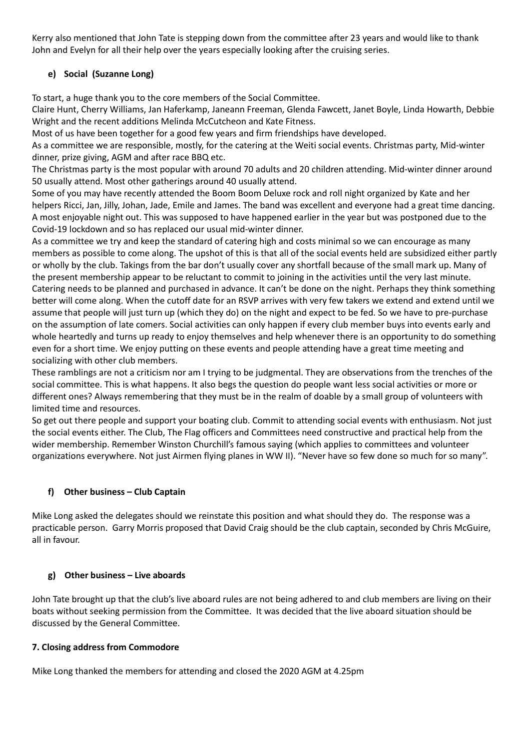Kerry also mentioned that John Tate is stepping down from the committee after 23 years and would like to thank John and Evelyn for all their help over the years especially looking after the cruising series.

### e) Social (Suzanne Long)

To start, a huge thank you to the core members of the Social Committee.

Claire Hunt, Cherry Williams, Jan Haferkamp, Janeann Freeman, Glenda Fawcett, Janet Boyle, Linda Howarth, Debbie Wright and the recent additions Melinda McCutcheon and Kate Fitness.

Most of us have been together for a good few years and firm friendships have developed.

As a committee we are responsible, mostly, for the catering at the Weiti social events. Christmas party, Mid-winter dinner, prize giving, AGM and after race BBQ etc.

The Christmas party is the most popular with around 70 adults and 20 children attending. Mid-winter dinner around 50 usually attend. Most other gatherings around 40 usually attend.

Some of you may have recently attended the Boom Boom Deluxe rock and roll night organized by Kate and her helpers Ricci, Jan, Jilly, Johan, Jade, Emile and James. The band was excellent and everyone had a great time dancing. A most enjoyable night out. This was supposed to have happened earlier in the year but was postponed due to the Covid-19 lockdown and so has replaced our usual mid-winter dinner.

As a committee we try and keep the standard of catering high and costs minimal so we can encourage as many members as possible to come along. The upshot of this is that all of the social events held are subsidized either partly or wholly by the club. Takings from the bar don't usually cover any shortfall because of the small mark up. Many of the present membership appear to be reluctant to commit to joining in the activities until the very last minute. Catering needs to be planned and purchased in advance. It can't be done on the night. Perhaps they think something better will come along. When the cutoff date for an RSVP arrives with very few takers we extend and extend until we assume that people will just turn up (which they do) on the night and expect to be fed. So we have to pre-purchase on the assumption of late comers. Social activities can only happen if every club member buys into events early and whole heartedly and turns up ready to enjoy themselves and help whenever there is an opportunity to do something even for a short time. We enjoy putting on these events and people attending have a great time meeting and socializing with other club members.

These ramblings are not a criticism nor am I trying to be judgmental. They are observations from the trenches of the social committee. This is what happens. It also begs the question do people want less social activities or more or different ones? Always remembering that they must be in the realm of doable by a small group of volunteers with limited time and resources.

So get out there people and support your boating club. Commit to attending social events with enthusiasm. Not just the social events either. The Club, The Flag officers and Committees need constructive and practical help from the wider membership. Remember Winston Churchill's famous saying (which applies to committees and volunteer organizations everywhere. Not just Airmen flying planes in WW II). "Never have so few done so much for so many".

### f) Other business – Club Captain

Mike Long asked the delegates should we reinstate this position and what should they do. The response was a practicable person. Garry Morris proposed that David Craig should be the club captain, seconded by Chris McGuire, all in favour.

### g) Other business – Live aboards

John Tate brought up that the club's live aboard rules are not being adhered to and club members are living on their boats without seeking permission from the Committee. It was decided that the live aboard situation should be discussed by the General Committee.

## 7. Closing address from Commodore

Mike Long thanked the members for attending and closed the 2020 AGM at 4.25pm